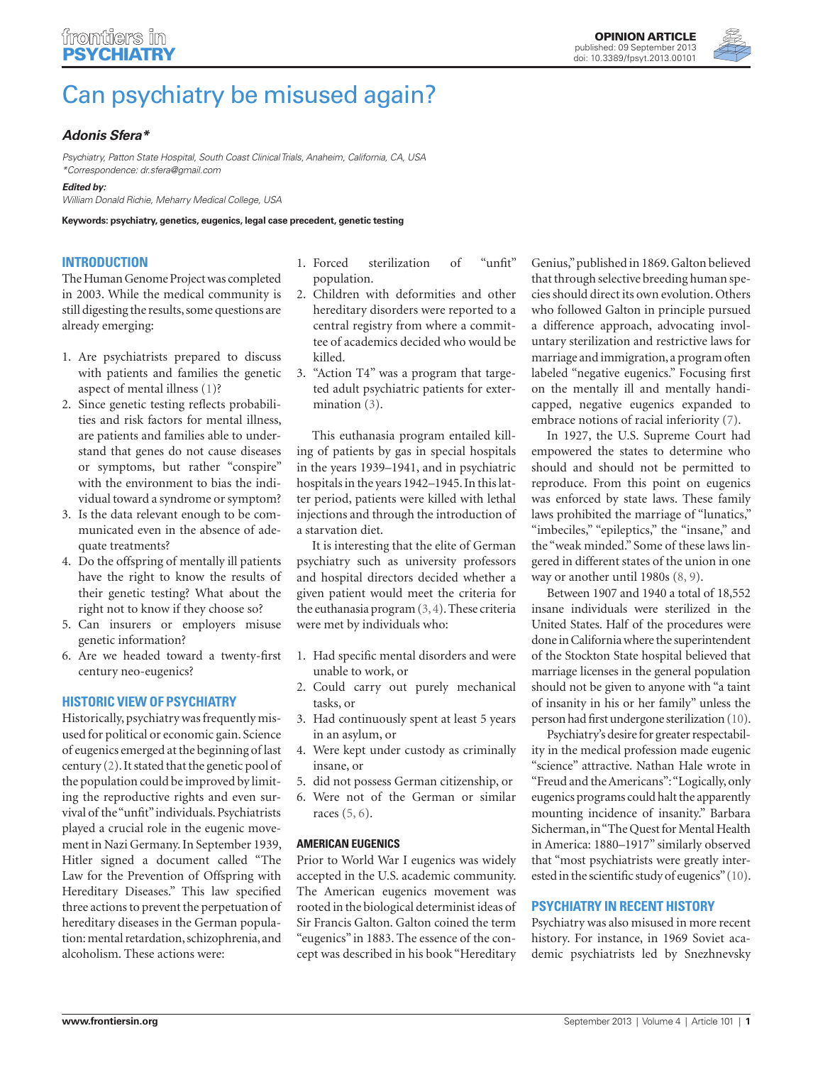OPINION ARTICLE
published: 09 September 2013
doi: 10.3389/fpsyt.2013.00101

# Can psychiatry be misused again?

***Adonis Sfera****

*Psychiatry, Patton State Hospital, South Coast Clinical Trials, Anaheim, California, CA, USA*
*\*Correspondence: dr.sfera@gmail.com*

***Edited by:***
*William Donald Richie, Meharry Medical College, USA*

**Keywords: psychiatry, genetics, eugenics, legal case precedent, genetic testing**

## INTRODUCTION

The Human Genome Project was completed in 2003. While the medical community is still digesting the results, some questions are already emerging:

1. Are psychiatrists prepared to discuss with patients and families the genetic aspect of mental illness (1)?
2. Since genetic testing reflects probabilities and risk factors for mental illness, are patients and families able to understand that genes do not cause diseases or symptoms, but rather "conspire" with the environment to bias the individual toward a syndrome or symptom?
3. Is the data relevant enough to be communicated even in the absence of adequate treatments?
4. Do the offspring of mentally ill patients have the right to know the results of their genetic testing? What about the right not to know if they choose so?
5. Can insurers or employers misuse genetic information?
6. Are we headed toward a twenty-first century neo-eugenics?

## HISTORIC VIEW OF PSYCHIATRY

Historically, psychiatry was frequently misused for political or economic gain. Science of eugenics emerged at the beginning of last century (2). It stated that the genetic pool of the population could be improved by limiting the reproductive rights and even survival of the "unfit" individuals. Psychiatrists played a crucial role in the eugenic movement in Nazi Germany. In September 1939, Hitler signed a document called "The Law for the Prevention of Offspring with Hereditary Diseases." This law specified three actions to prevent the perpetuation of hereditary diseases in the German population: mental retardation, schizophrenia, and alcoholism. These actions were:

1. Forced sterilization of "unfit" population.
2. Children with deformities and other hereditary disorders were reported to a central registry from where a committee of academics decided who would be killed.
3. "Action T4" was a program that targeted adult psychiatric patients for extermination (3).

This euthanasia program entailed killing of patients by gas in special hospitals in the years 1939–1941, and in psychiatric hospitals in the years 1942–1945. In this latter period, patients were killed with lethal injections and through the introduction of a starvation diet.

It is interesting that the elite of German psychiatry such as university professors and hospital directors decided whether a given patient would meet the criteria for the euthanasia program (3, 4). These criteria were met by individuals who:

1. Had specific mental disorders and were unable to work, or
2. Could carry out purely mechanical tasks, or
3. Had continuously spent at least 5 years in an asylum, or
4. Were kept under custody as criminally insane, or
5. did not possess German citizenship, or
6. Were not of the German or similar races (5, 6).

### AMERICAN EUGENICS

Prior to World War I eugenics was widely accepted in the U.S. academic community. The American eugenics movement was rooted in the biological determinist ideas of Sir Francis Galton. Galton coined the term "eugenics" in 1883. The essence of the concept was described in his book "Hereditary Genius," published in 1869. Galton believed that through selective breeding human species should direct its own evolution. Others who followed Galton in principle pursued a difference approach, advocating involuntary sterilization and restrictive laws for marriage and immigration, a program often labeled "negative eugenics." Focusing first on the mentally ill and mentally handicapped, negative eugenics expanded to embrace notions of racial inferiority (7).

In 1927, the U.S. Supreme Court had empowered the states to determine who should and should not be permitted to reproduce. From this point on eugenics was enforced by state laws. These family laws prohibited the marriage of "lunatics," "imbeciles," "epileptics," the "insane," and the "weak minded." Some of these laws lingered in different states of the union in one way or another until 1980s (8, 9).

Between 1907 and 1940 a total of 18,552 insane individuals were sterilized in the United States. Half of the procedures were done in California where the superintendent of the Stockton State hospital believed that marriage licenses in the general population should not be given to anyone with "a taint of insanity in his or her family" unless the person had first undergone sterilization (10).

Psychiatry's desire for greater respectability in the medical profession made eugenic "science" attractive. Nathan Hale wrote in "Freud and the Americans": "Logically, only eugenics programs could halt the apparently mounting incidence of insanity." Barbara Sicherman, in "The Quest for Mental Health in America: 1880–1917" similarly observed that "most psychiatrists were greatly interested in the scientific study of eugenics" (10).

## PSYCHIATRY IN RECENT HISTORY

Psychiatry was also misused in more recent history. For instance, in 1969 Soviet academic psychiatrists led by Snezhnevsky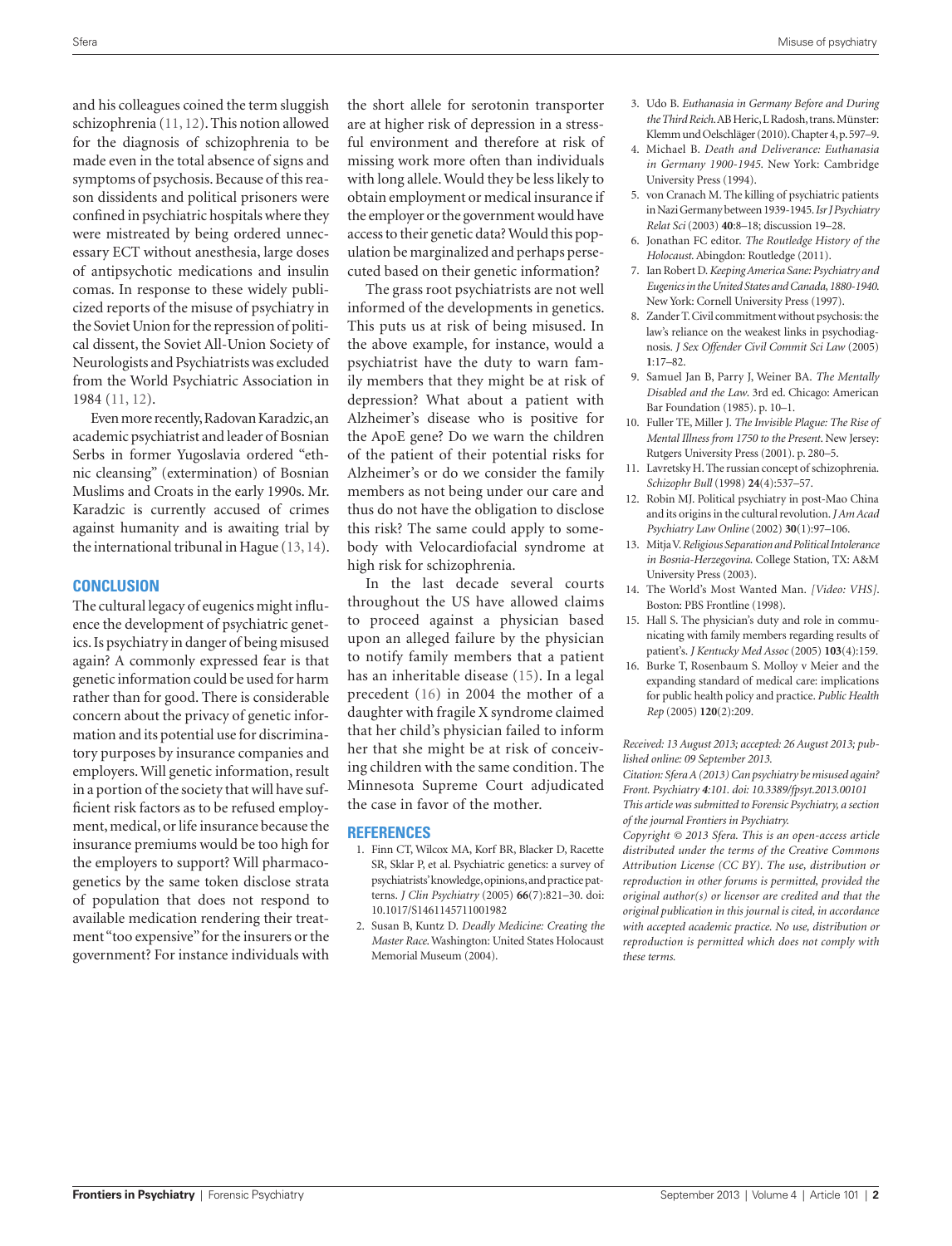and his colleagues coined the term sluggish schizophrenia (11, 12). This notion allowed for the diagnosis of schizophrenia to be made even in the total absence of signs and symptoms of psychosis. Because of this reason dissidents and political prisoners were confined in psychiatric hospitals where they were mistreated by being ordered unnecessary ECT without anesthesia, large doses of antipsychotic medications and insulin comas. In response to these widely publicized reports of the misuse of psychiatry in the Soviet Union for the repression of political dissent, the Soviet All-Union Society of Neurologists and Psychiatrists was excluded from the World Psychiatric Association in 1984 (11, 12).

Even more recently, Radovan Karadzic, an academic psychiatrist and leader of Bosnian Serbs in former Yugoslavia ordered "ethnic cleansing" (extermination) of Bosnian Muslims and Croats in the early 1990s. Mr. Karadzic is currently accused of crimes against humanity and is awaiting trial by the international tribunal in Hague (13, 14).

## CONCLUSION

The cultural legacy of eugenics might influence the development of psychiatric genetics. Is psychiatry in danger of being misused again? A commonly expressed fear is that genetic information could be used for harm rather than for good. There is considerable concern about the privacy of genetic information and its potential use for discriminatory purposes by insurance companies and employers. Will genetic information, result in a portion of the society that will have sufficient risk factors as to be refused employment, medical, or life insurance because the insurance premiums would be too high for the employers to support? Will pharmacogenetics by the same token disclose strata of population that does not respond to available medication rendering their treatment "too expensive" for the insurers or the government? For instance individuals with the short allele for serotonin transporter are at higher risk of depression in a stressful environment and therefore at risk of missing work more often than individuals with long allele. Would they be less likely to obtain employment or medical insurance if the employer or the government would have access to their genetic data? Would this population be marginalized and perhaps persecuted based on their genetic information?

The grass root psychiatrists are not well informed of the developments in genetics. This puts us at risk of being misused. In the above example, for instance, would a psychiatrist have the duty to warn family members that they might be at risk of depression? What about a patient with Alzheimer's disease who is positive for the ApoE gene? Do we warn the children of the patient of their potential risks for Alzheimer's or do we consider the family members as not being under our care and thus do not have the obligation to disclose this risk? The same could apply to somebody with Velocardiofacial syndrome at high risk for schizophrenia.

In the last decade several courts throughout the US have allowed claims to proceed against a physician based upon an alleged failure by the physician to notify family members that a patient has an inheritable disease (15). In a legal precedent (16) in 2004 the mother of a daughter with fragile X syndrome claimed that her child's physician failed to inform her that she might be at risk of conceiving children with the same condition. The Minnesota Supreme Court adjudicated the case in favor of the mother.

## REFERENCES

1. Finn CT, Wilcox MA, Korf BR, Blacker D, Racette SR, Sklar P, et al. Psychiatric genetics: a survey of psychiatrists' knowledge, opinions, and practice patterns. *J Clin Psychiatry* (2005) **66**(7):821–30. doi: 10.1017/S1461145711001982
2. Susan B, Kuntz D. *Deadly Medicine: Creating the Master Race*. Washington: United States Holocaust Memorial Museum (2004).
3. Udo B. *Euthanasia in Germany Before and During the Third Reich*. AB Heric, L Radosh, trans. Münster: Klemm und Oelschläger (2010). Chapter 4, p. 597–9.
4. Michael B. *Death and Deliverance: Euthanasia in Germany 1900-1945*. New York: Cambridge University Press (1994).
5. von Cranach M. The killing of psychiatric patients in Nazi Germany between 1939-1945. *Isr J Psychiatry Relat Sci* (2003) **40**:8–18; discussion 19–28.
6. Jonathan FC editor. *The Routledge History of the Holocaust*. Abingdon: Routledge (2011).
7. Ian Robert D. *Keeping America Sane: Psychiatry and Eugenics in the United States and Canada, 1880-1940*. New York: Cornell University Press (1997).
8. Zander T. Civil commitment without psychosis: the law's reliance on the weakest links in psychodiagnosis. *J Sex Offender Civil Commit Sci Law* (2005) **1**:17–82.
9. Samuel Jan B, Parry J, Weiner BA. *The Mentally Disabled and the Law*. 3rd ed. Chicago: American Bar Foundation (1985). p. 10–1.
10. Fuller TE, Miller J. *The Invisible Plague: The Rise of Mental Illness from 1750 to the Present*. New Jersey: Rutgers University Press (2001). p. 280–5.
11. Lavretsky H. The russian concept of schizophrenia. *Schizophr Bull* (1998) **24**(4):537–57.
12. Robin MJ. Political psychiatry in post-Mao China and its origins in the cultural revolution. *J Am Acad Psychiatry Law Online* (2002) **30**(1):97–106.
13. Mitja V. *Religious Separation and Political Intolerance in Bosnia-Herzegovina*. College Station, TX: A&M University Press (2003).
14. The World's Most Wanted Man. *[Video: VHS]*. Boston: PBS Frontline (1998).
15. Hall S. The physician's duty and role in communicating with family members regarding results of patient's. *J Kentucky Med Assoc* (2005) **103**(4):159.
16. Burke T, Rosenbaum S. Molloy v Meier and the expanding standard of medical care: implications for public health policy and practice. *Public Health Rep* (2005) **120**(2):209.

*Received: 13 August 2013; accepted: 26 August 2013; published online: 09 September 2013.*

*Citation: Sfera A (2013) Can psychiatry be misused again? Front. Psychiatry* ***4****:101. doi: 10.3389/fpsyt.2013.00101*

*This article was submitted to Forensic Psychiatry, a section of the journal Frontiers in Psychiatry.*

*Copyright © 2013 Sfera. This is an open-access article distributed under the terms of the Creative Commons Attribution License (CC BY). The use, distribution or reproduction in other forums is permitted, provided the original author(s) or licensor are credited and that the original publication in this journal is cited, in accordance with accepted academic practice. No use, distribution or reproduction is permitted which does not comply with these terms.*